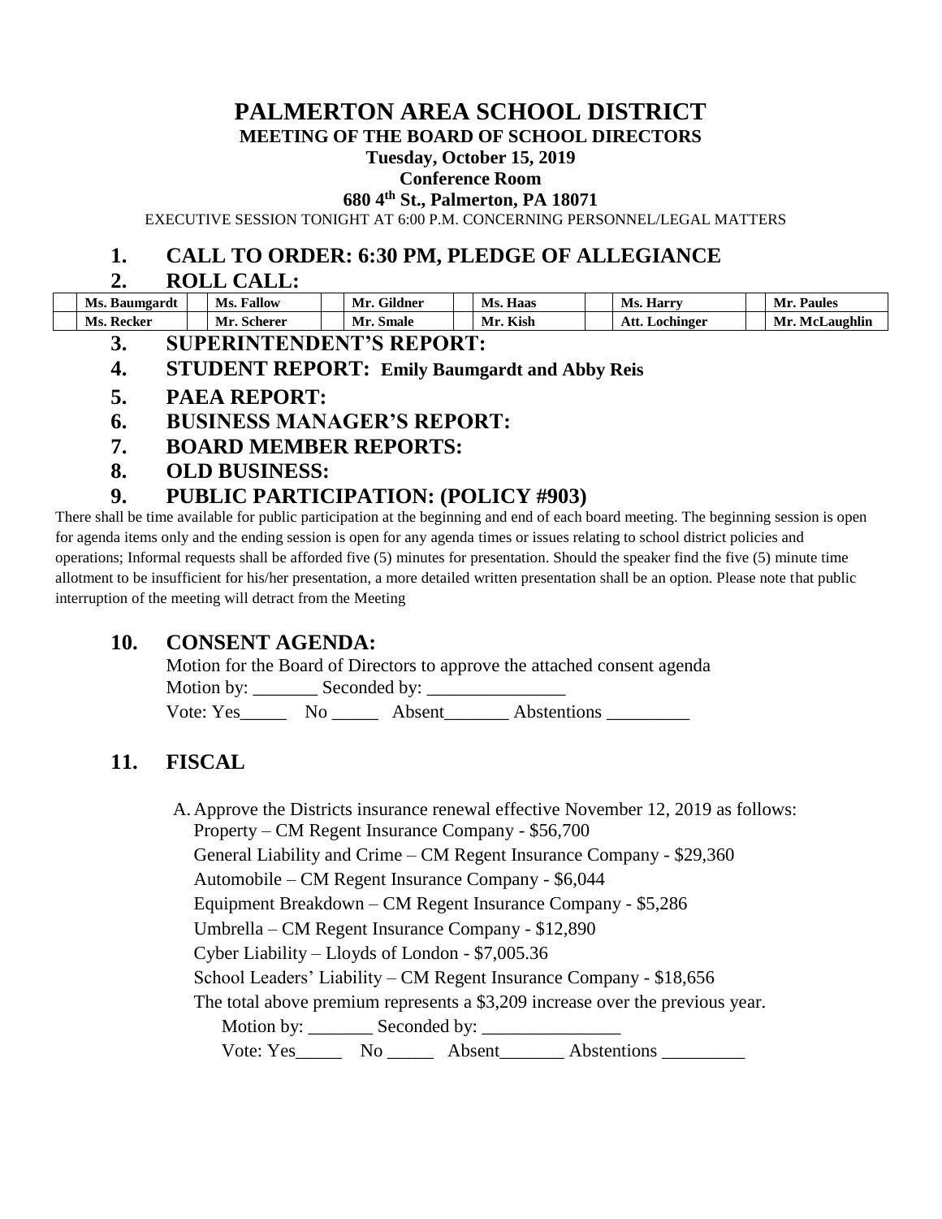# PALMERTON AREA SCHOOL DISTRICT

**MEETING OF THE BOARD OF SCHOOL DIRECTORS**

**Tuesday, October 15, 2019**

**Conference Room**

**680 4th St., Palmerton, PA 18071**

EXECUTIVE SESSION TONIGHT AT 6:00 P.M. CONCERNING PERSONNEL/LEGAL MATTERS

## 1. CALL TO ORDER: 6:30 PM, PLEDGE OF ALLEGIANCE

## 2. ROLL CALL:

| | Ms. Baumgardt | | Ms. Fallow | | Mr. Gildner | | Ms. Haas | | Ms. Harry | | Mr. Paules |
|---|---|---|---|---|---|---|---|---|---|---|---|
| | Ms. Recker | | Mr. Scherer | | Mr. Smale | | Mr. Kish | | Att. Lochinger | | Mr. McLaughlin |

## 3. SUPERINTENDENT'S REPORT:

## 4. STUDENT REPORT: Emily Baumgardt and Abby Reis

## 5. PAEA REPORT:

## 6. BUSINESS MANAGER'S REPORT:

## 7. BOARD MEMBER REPORTS:

## 8. OLD BUSINESS:

## 9. PUBLIC PARTICIPATION: (POLICY #903)

There shall be time available for public participation at the beginning and end of each board meeting. The beginning session is open for agenda items only and the ending session is open for any agenda times or issues relating to school district policies and operations; Informal requests shall be afforded five (5) minutes for presentation. Should the speaker find the five (5) minute time allotment to be insufficient for his/her presentation, a more detailed written presentation shall be an option. Please note that public interruption of the meeting will detract from the Meeting

## 10. CONSENT AGENDA:

Motion for the Board of Directors to approve the attached consent agenda

Motion by: _______ Seconded by: _______________

Vote: Yes_____ No _____ Absent_______ Abstentions _________

## 11. FISCAL

A. Approve the Districts insurance renewal effective November 12, 2019 as follows:

Property – CM Regent Insurance Company - $56,700

General Liability and Crime – CM Regent Insurance Company - $29,360

Automobile – CM Regent Insurance Company - $6,044

Equipment Breakdown – CM Regent Insurance Company - $5,286

Umbrella – CM Regent Insurance Company - $12,890

Cyber Liability – Lloyds of London - $7,005.36

School Leaders' Liability – CM Regent Insurance Company - $18,656

The total above premium represents a $3,209 increase over the previous year.

Motion by: _______ Seconded by: _______________

Vote: Yes_____ No _____ Absent_______ Abstentions _________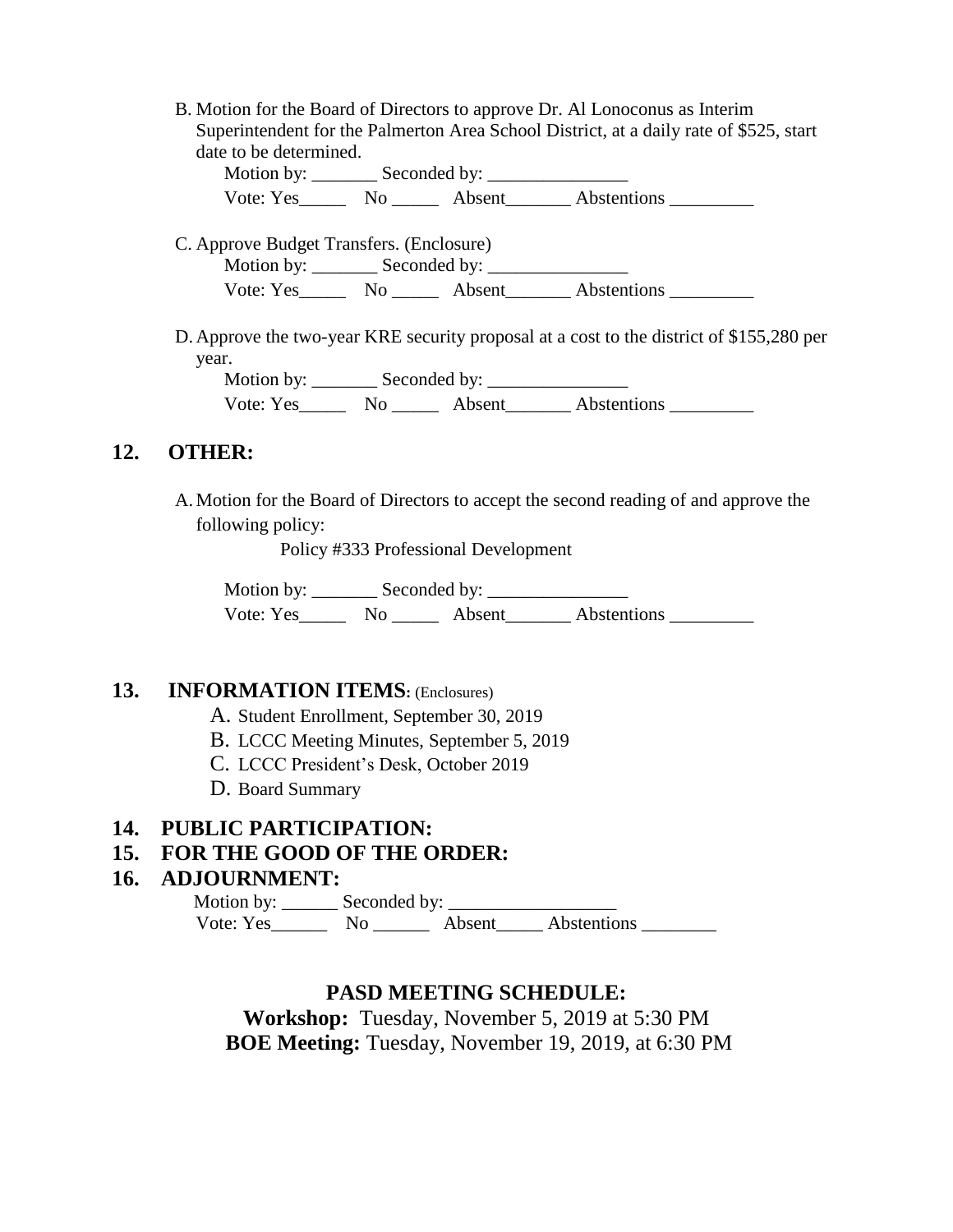B. Motion for the Board of Directors to approve Dr. Al Lonoconus as Interim Superintendent for the Palmerton Area School District, at a daily rate of $525, start date to be determined.

Motion by: _______ Seconded by: _______________

Vote: Yes_____ No _____ Absent_______ Abstentions _________

C. Approve Budget Transfers. (Enclosure)

Motion by: _______ Seconded by: _______________

Vote: Yes_____ No _____ Absent_______ Abstentions _________

D. Approve the two-year KRE security proposal at a cost to the district of $155,280 per year.

Motion by: _______ Seconded by: _______________

Vote: Yes_____ No _____ Absent_______ Abstentions _________

## 12. OTHER:

A. Motion for the Board of Directors to accept the second reading of and approve the following policy:

Policy #333 Professional Development

Motion by: _______ Seconded by: _______________

Vote: Yes_____ No _____ Absent_______ Abstentions _________

## 13. INFORMATION ITEMS: (Enclosures)

A. Student Enrollment, September 30, 2019

B. LCCC Meeting Minutes, September 5, 2019

C. LCCC President's Desk, October 2019

D. Board Summary

## 14. PUBLIC PARTICIPATION:

## 15. FOR THE GOOD OF THE ORDER:

## 16. ADJOURNMENT:

Motion by: ______ Seconded by: __________________

Vote: Yes______ No ______ Absent_____ Abstentions ________

**PASD MEETING SCHEDULE:**

**Workshop:** Tuesday, November 5, 2019 at 5:30 PM

**BOE Meeting:** Tuesday, November 19, 2019, at 6:30 PM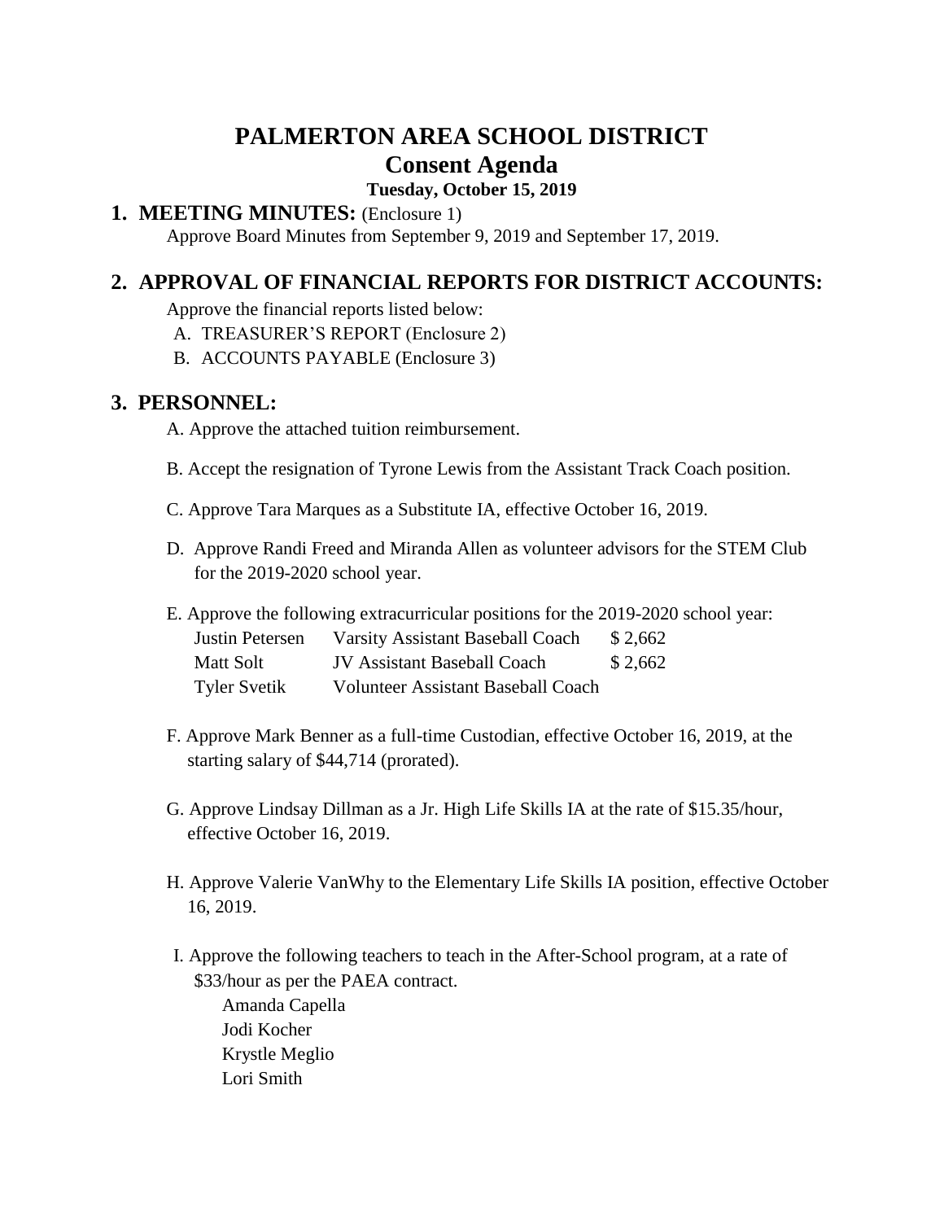# PALMERTON AREA SCHOOL DISTRICT
## Consent Agenda
**Tuesday, October 15, 2019**

## 1. MEETING MINUTES: (Enclosure 1)

Approve Board Minutes from September 9, 2019 and September 17, 2019.

## 2. APPROVAL OF FINANCIAL REPORTS FOR DISTRICT ACCOUNTS:

Approve the financial reports listed below:

A. TREASURER'S REPORT (Enclosure 2)

B. ACCOUNTS PAYABLE (Enclosure 3)

## 3. PERSONNEL:

A. Approve the attached tuition reimbursement.

B. Accept the resignation of Tyrone Lewis from the Assistant Track Coach position.

C. Approve Tara Marques as a Substitute IA, effective October 16, 2019.

D. Approve Randi Freed and Miranda Allen as volunteer advisors for the STEM Club for the 2019-2020 school year.

E. Approve the following extracurricular positions for the 2019-2020 school year:

| | | |
|---|---|---|
| Justin Petersen | Varsity Assistant Baseball Coach | $ 2,662 |
| Matt Solt | JV Assistant Baseball Coach | $ 2,662 |
| Tyler Svetik | Volunteer Assistant Baseball Coach | |

F. Approve Mark Benner as a full-time Custodian, effective October 16, 2019, at the starting salary of $44,714 (prorated).

G. Approve Lindsay Dillman as a Jr. High Life Skills IA at the rate of $15.35/hour, effective October 16, 2019.

H. Approve Valerie VanWhy to the Elementary Life Skills IA position, effective October 16, 2019.

I. Approve the following teachers to teach in the After-School program, at a rate of $33/hour as per the PAEA contract.

Amanda Capella
Jodi Kocher
Krystle Meglio
Lori Smith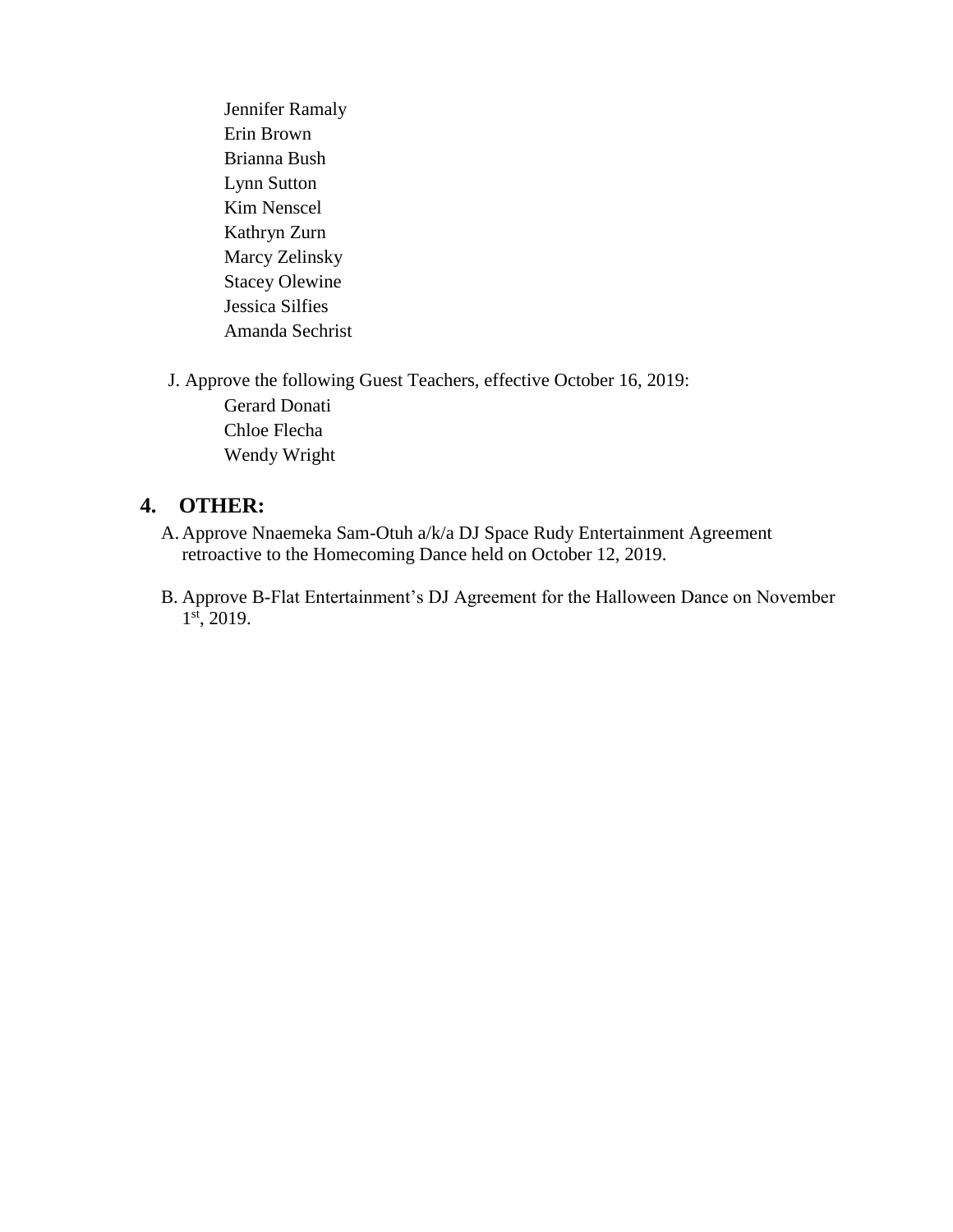Jennifer Ramaly
Erin Brown
Brianna Bush
Lynn Sutton
Kim Nenscel
Kathryn Zurn
Marcy Zelinsky
Stacey Olewine
Jessica Silfies
Amanda Sechrist

J. Approve the following Guest Teachers, effective October 16, 2019:

Gerard Donati
Chloe Flecha
Wendy Wright

## 4. OTHER:

A. Approve Nnaemeka Sam-Otuh a/k/a DJ Space Rudy Entertainment Agreement retroactive to the Homecoming Dance held on October 12, 2019.

B. Approve B-Flat Entertainment's DJ Agreement for the Halloween Dance on November 1st, 2019.